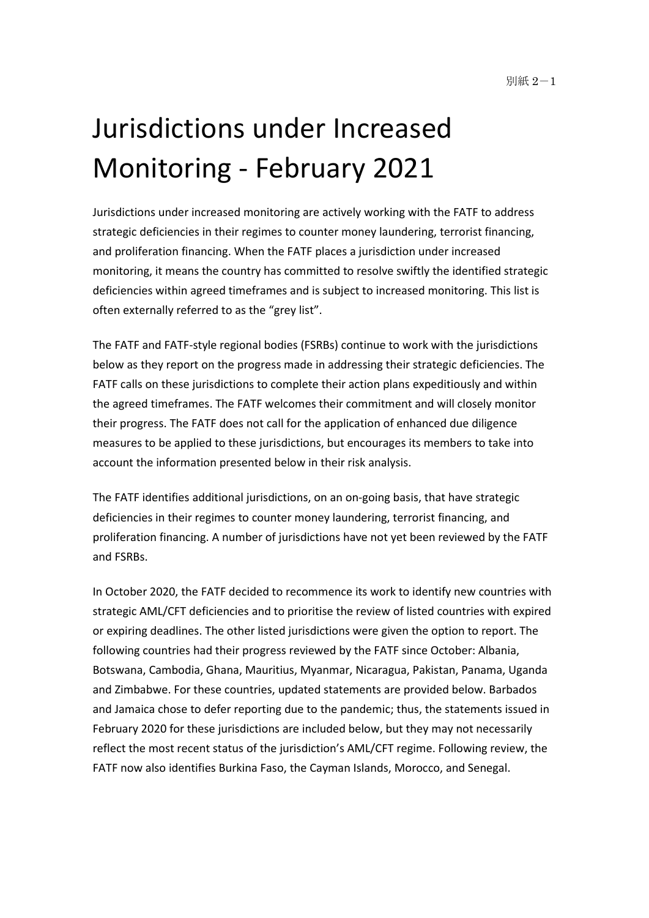別紙２－１

# Jurisdictions under Increased Monitoring - February 2021

Jurisdictions under increased monitoring are actively working with the FATF to address strategic deficiencies in their regimes to counter money laundering, terrorist financing, and proliferation financing. When the FATF places a jurisdiction under increased monitoring, it means the country has committed to resolve swiftly the identified strategic deficiencies within agreed timeframes and is subject to increased monitoring. This list is often externally referred to as the "grey list".

The FATF and FATF-style regional bodies (FSRBs) continue to work with the jurisdictions below as they report on the progress made in addressing their strategic deficiencies. The FATF calls on these jurisdictions to complete their action plans expeditiously and within the agreed timeframes. The FATF welcomes their commitment and will closely monitor their progress. The FATF does not call for the application of enhanced due diligence measures to be applied to these jurisdictions, but encourages its members to take into account the information presented below in their risk analysis.

The FATF identifies additional jurisdictions, on an on-going basis, that have strategic deficiencies in their regimes to counter money laundering, terrorist financing, and proliferation financing. A number of jurisdictions have not yet been reviewed by the FATF and FSRBs.

In October 2020, the FATF decided to recommence its work to identify new countries with strategic AML/CFT deficiencies and to prioritise the review of listed countries with expired or expiring deadlines. The other listed jurisdictions were given the option to report. The following countries had their progress reviewed by the FATF since October: Albania, Botswana, Cambodia, Ghana, Mauritius, Myanmar, Nicaragua, Pakistan, Panama, Uganda and Zimbabwe. For these countries, updated statements are provided below. Barbados and Jamaica chose to defer reporting due to the pandemic; thus, the statements issued in February 2020 for these jurisdictions are included below, but they may not necessarily reflect the most recent status of the jurisdiction's AML/CFT regime. Following review, the FATF now also identifies Burkina Faso, the Cayman Islands, Morocco, and Senegal.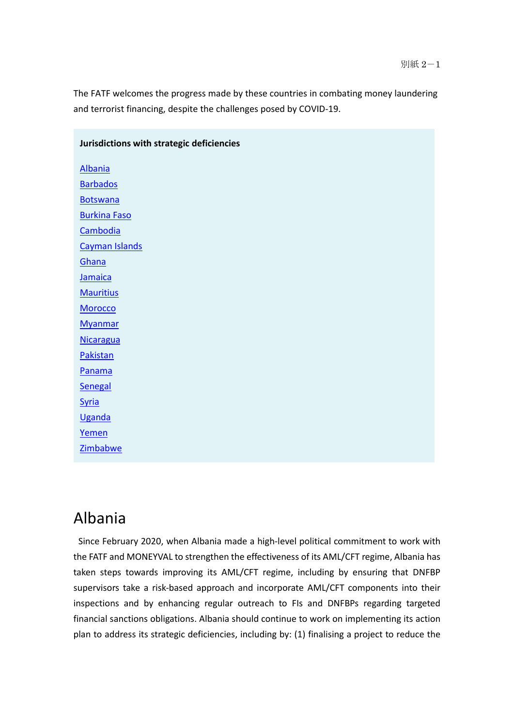The FATF welcomes the progress made by these countries in combating money laundering and terrorist financing, despite the challenges posed by COVID-19.

**Jurisdictions with strategic deficiencies**

Albania
Barbados
Botswana
Burkina Faso
Cambodia
Cayman Islands
Ghana
Jamaica
Mauritius
Morocco
Myanmar
Nicaragua
Pakistan
Panama
Senegal
Syria
Uganda
Yemen
Zimbabwe

# Albania

Since February 2020, when Albania made a high-level political commitment to work with the FATF and MONEYVAL to strengthen the effectiveness of its AML/CFT regime, Albania has taken steps towards improving its AML/CFT regime, including by ensuring that DNFBP supervisors take a risk-based approach and incorporate AML/CFT components into their inspections and by enhancing regular outreach to FIs and DNFBPs regarding targeted financial sanctions obligations. Albania should continue to work on implementing its action plan to address its strategic deficiencies, including by: (1) finalising a project to reduce the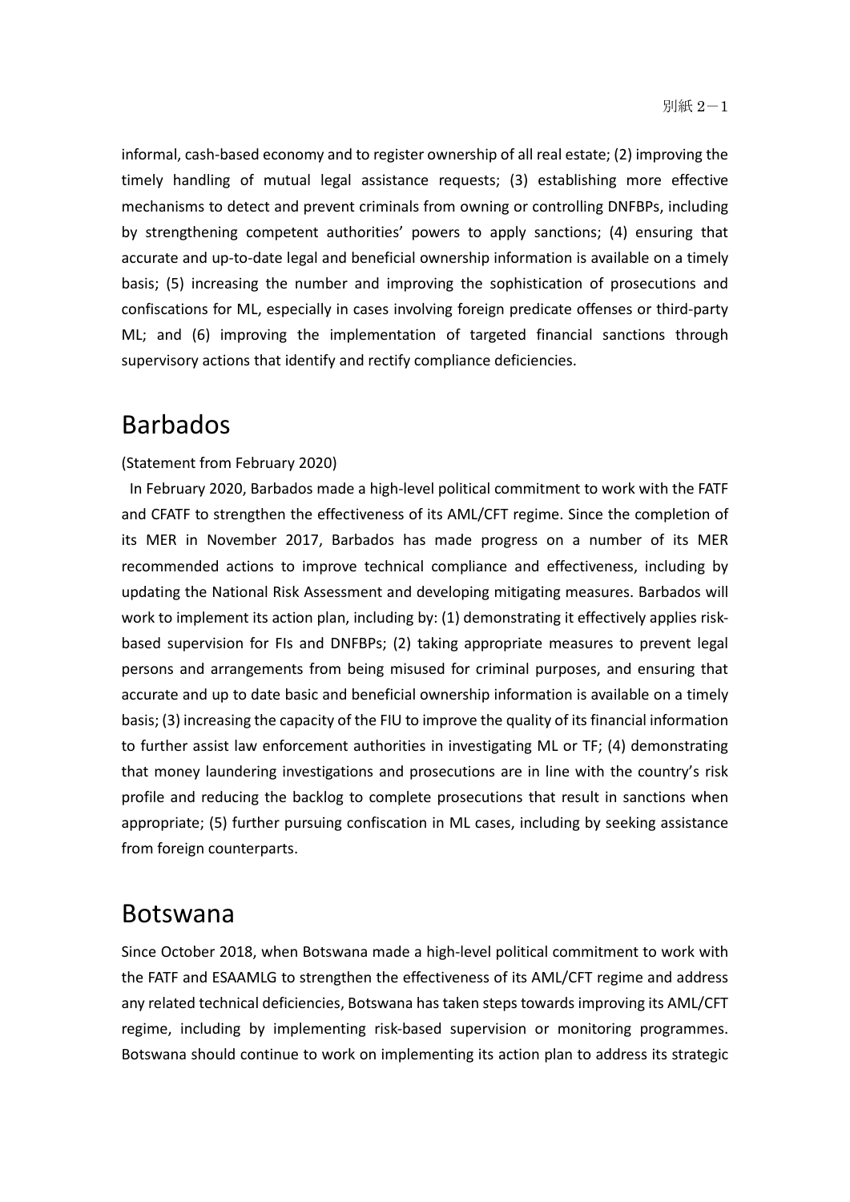informal, cash-based economy and to register ownership of all real estate; (2) improving the timely handling of mutual legal assistance requests; (3) establishing more effective mechanisms to detect and prevent criminals from owning or controlling DNFBPs, including by strengthening competent authorities' powers to apply sanctions; (4) ensuring that accurate and up-to-date legal and beneficial ownership information is available on a timely basis; (5) increasing the number and improving the sophistication of prosecutions and confiscations for ML, especially in cases involving foreign predicate offenses or third-party ML; and (6) improving the implementation of targeted financial sanctions through supervisory actions that identify and rectify compliance deficiencies.

# Barbados

(Statement from February 2020)

In February 2020, Barbados made a high-level political commitment to work with the FATF and CFATF to strengthen the effectiveness of its AML/CFT regime. Since the completion of its MER in November 2017, Barbados has made progress on a number of its MER recommended actions to improve technical compliance and effectiveness, including by updating the National Risk Assessment and developing mitigating measures. Barbados will work to implement its action plan, including by: (1) demonstrating it effectively applies risk-based supervision for FIs and DNFBPs; (2) taking appropriate measures to prevent legal persons and arrangements from being misused for criminal purposes, and ensuring that accurate and up to date basic and beneficial ownership information is available on a timely basis; (3) increasing the capacity of the FIU to improve the quality of its financial information to further assist law enforcement authorities in investigating ML or TF; (4) demonstrating that money laundering investigations and prosecutions are in line with the country's risk profile and reducing the backlog to complete prosecutions that result in sanctions when appropriate; (5) further pursuing confiscation in ML cases, including by seeking assistance from foreign counterparts.

# Botswana

Since October 2018, when Botswana made a high-level political commitment to work with the FATF and ESAAMLG to strengthen the effectiveness of its AML/CFT regime and address any related technical deficiencies, Botswana has taken steps towards improving its AML/CFT regime, including by implementing risk-based supervision or monitoring programmes. Botswana should continue to work on implementing its action plan to address its strategic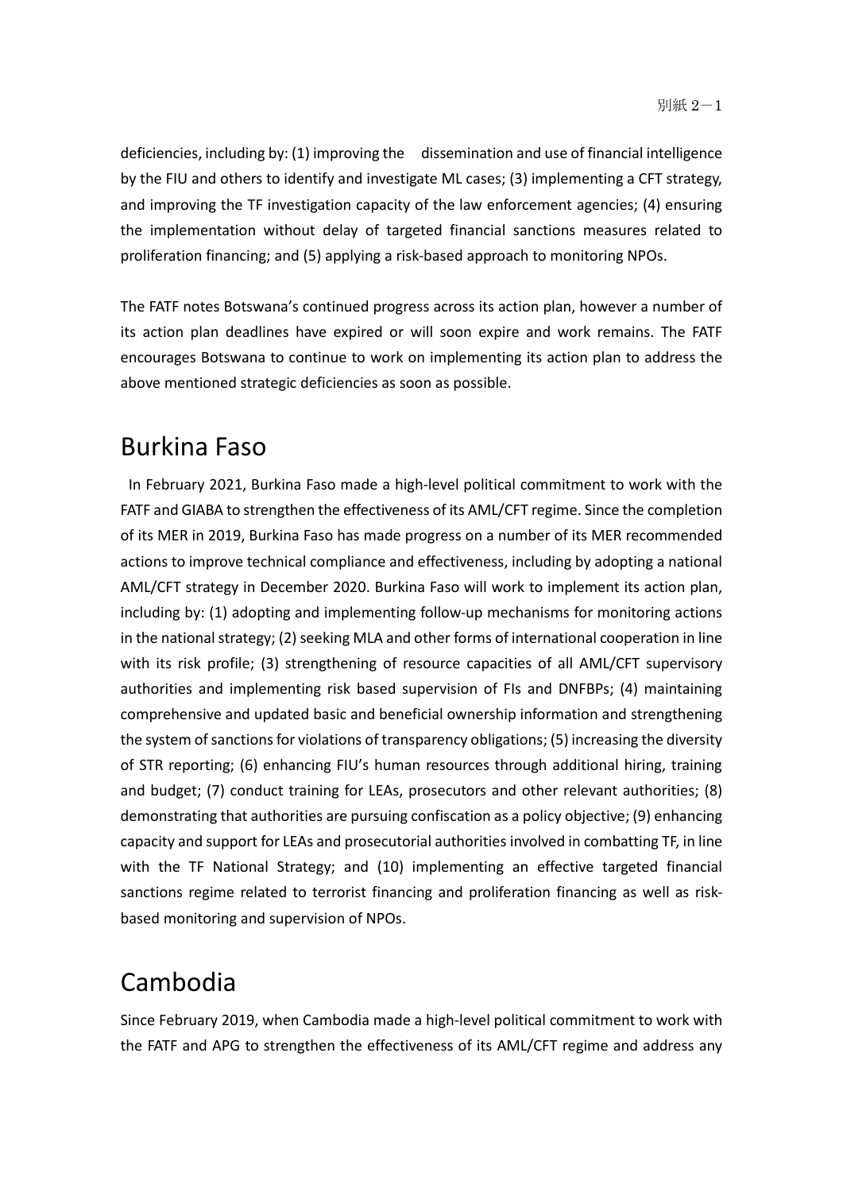deficiencies, including by: (1) improving the dissemination and use of financial intelligence by the FIU and others to identify and investigate ML cases; (3) implementing a CFT strategy, and improving the TF investigation capacity of the law enforcement agencies; (4) ensuring the implementation without delay of targeted financial sanctions measures related to proliferation financing; and (5) applying a risk-based approach to monitoring NPOs.

The FATF notes Botswana's continued progress across its action plan, however a number of its action plan deadlines have expired or will soon expire and work remains. The FATF encourages Botswana to continue to work on implementing its action plan to address the above mentioned strategic deficiencies as soon as possible.

## Burkina Faso

In February 2021, Burkina Faso made a high-level political commitment to work with the FATF and GIABA to strengthen the effectiveness of its AML/CFT regime. Since the completion of its MER in 2019, Burkina Faso has made progress on a number of its MER recommended actions to improve technical compliance and effectiveness, including by adopting a national AML/CFT strategy in December 2020. Burkina Faso will work to implement its action plan, including by: (1) adopting and implementing follow-up mechanisms for monitoring actions in the national strategy; (2) seeking MLA and other forms of international cooperation in line with its risk profile; (3) strengthening of resource capacities of all AML/CFT supervisory authorities and implementing risk based supervision of FIs and DNFBPs; (4) maintaining comprehensive and updated basic and beneficial ownership information and strengthening the system of sanctions for violations of transparency obligations; (5) increasing the diversity of STR reporting; (6) enhancing FIU's human resources through additional hiring, training and budget; (7) conduct training for LEAs, prosecutors and other relevant authorities; (8) demonstrating that authorities are pursuing confiscation as a policy objective; (9) enhancing capacity and support for LEAs and prosecutorial authorities involved in combatting TF, in line with the TF National Strategy; and (10) implementing an effective targeted financial sanctions regime related to terrorist financing and proliferation financing as well as risk-based monitoring and supervision of NPOs.

## Cambodia

Since February 2019, when Cambodia made a high-level political commitment to work with the FATF and APG to strengthen the effectiveness of its AML/CFT regime and address any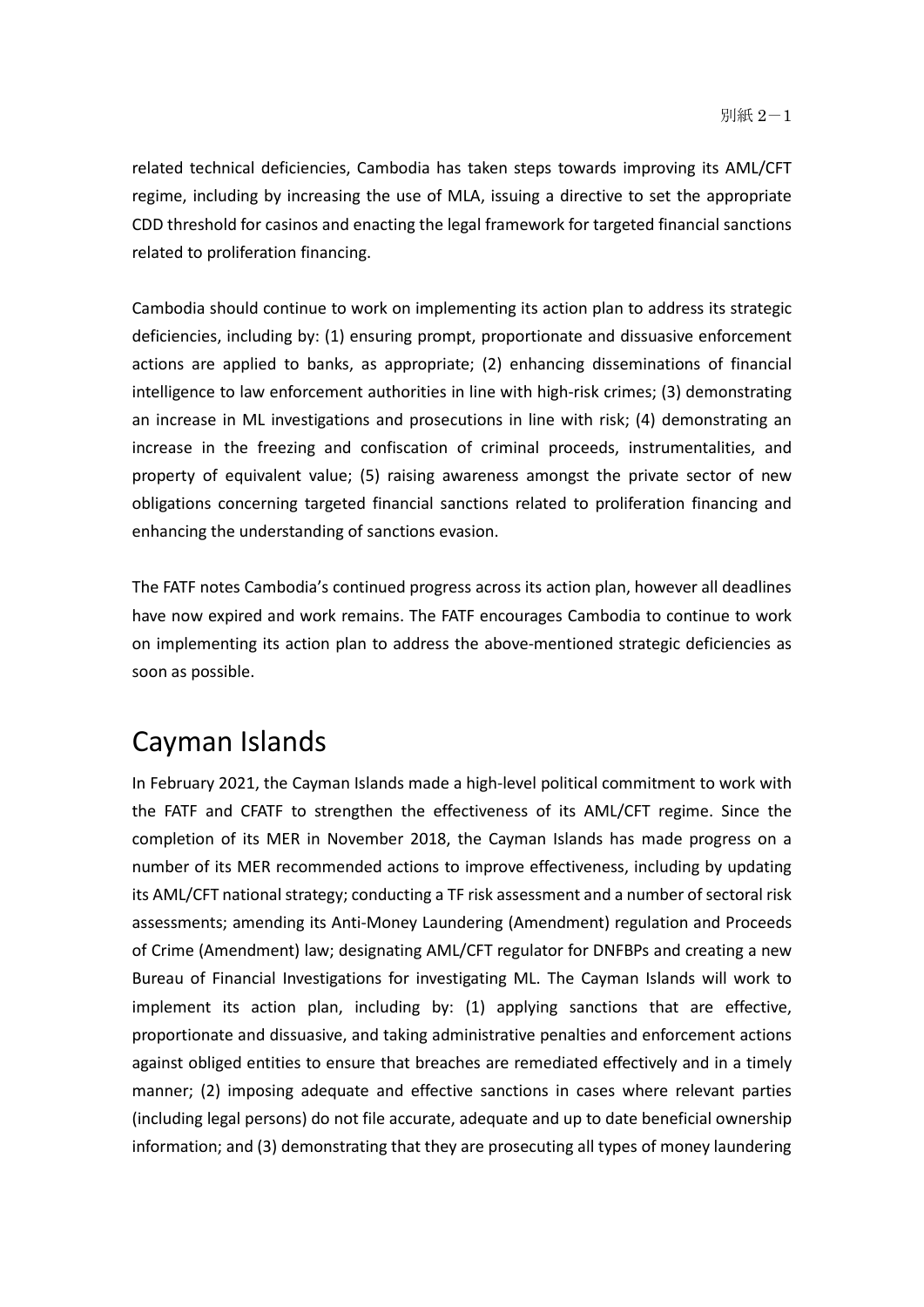related technical deficiencies, Cambodia has taken steps towards improving its AML/CFT regime, including by increasing the use of MLA, issuing a directive to set the appropriate CDD threshold for casinos and enacting the legal framework for targeted financial sanctions related to proliferation financing.

Cambodia should continue to work on implementing its action plan to address its strategic deficiencies, including by: (1) ensuring prompt, proportionate and dissuasive enforcement actions are applied to banks, as appropriate; (2) enhancing disseminations of financial intelligence to law enforcement authorities in line with high-risk crimes; (3) demonstrating an increase in ML investigations and prosecutions in line with risk; (4) demonstrating an increase in the freezing and confiscation of criminal proceeds, instrumentalities, and property of equivalent value; (5) raising awareness amongst the private sector of new obligations concerning targeted financial sanctions related to proliferation financing and enhancing the understanding of sanctions evasion.

The FATF notes Cambodia's continued progress across its action plan, however all deadlines have now expired and work remains. The FATF encourages Cambodia to continue to work on implementing its action plan to address the above-mentioned strategic deficiencies as soon as possible.

# Cayman Islands

In February 2021, the Cayman Islands made a high-level political commitment to work with the FATF and CFATF to strengthen the effectiveness of its AML/CFT regime. Since the completion of its MER in November 2018, the Cayman Islands has made progress on a number of its MER recommended actions to improve effectiveness, including by updating its AML/CFT national strategy; conducting a TF risk assessment and a number of sectoral risk assessments; amending its Anti-Money Laundering (Amendment) regulation and Proceeds of Crime (Amendment) law; designating AML/CFT regulator for DNFBPs and creating a new Bureau of Financial Investigations for investigating ML. The Cayman Islands will work to implement its action plan, including by: (1) applying sanctions that are effective, proportionate and dissuasive, and taking administrative penalties and enforcement actions against obliged entities to ensure that breaches are remediated effectively and in a timely manner; (2) imposing adequate and effective sanctions in cases where relevant parties (including legal persons) do not file accurate, adequate and up to date beneficial ownership information; and (3) demonstrating that they are prosecuting all types of money laundering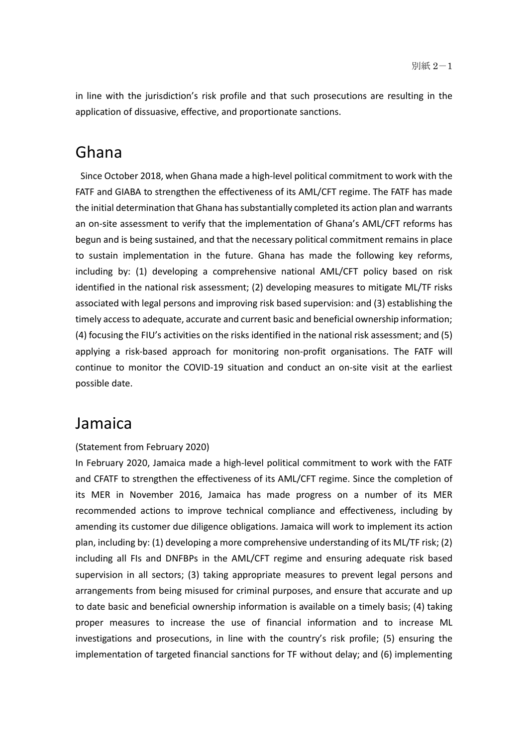in line with the jurisdiction's risk profile and that such prosecutions are resulting in the application of dissuasive, effective, and proportionate sanctions.

## Ghana

Since October 2018, when Ghana made a high-level political commitment to work with the FATF and GIABA to strengthen the effectiveness of its AML/CFT regime. The FATF has made the initial determination that Ghana has substantially completed its action plan and warrants an on-site assessment to verify that the implementation of Ghana's AML/CFT reforms has begun and is being sustained, and that the necessary political commitment remains in place to sustain implementation in the future. Ghana has made the following key reforms, including by: (1) developing a comprehensive national AML/CFT policy based on risk identified in the national risk assessment; (2) developing measures to mitigate ML/TF risks associated with legal persons and improving risk based supervision: and (3) establishing the timely access to adequate, accurate and current basic and beneficial ownership information; (4) focusing the FIU's activities on the risks identified in the national risk assessment; and (5) applying a risk-based approach for monitoring non-profit organisations. The FATF will continue to monitor the COVID-19 situation and conduct an on-site visit at the earliest possible date.

## Jamaica

(Statement from February 2020)

In February 2020, Jamaica made a high-level political commitment to work with the FATF and CFATF to strengthen the effectiveness of its AML/CFT regime. Since the completion of its MER in November 2016, Jamaica has made progress on a number of its MER recommended actions to improve technical compliance and effectiveness, including by amending its customer due diligence obligations. Jamaica will work to implement its action plan, including by: (1) developing a more comprehensive understanding of its ML/TF risk; (2) including all FIs and DNFBPs in the AML/CFT regime and ensuring adequate risk based supervision in all sectors; (3) taking appropriate measures to prevent legal persons and arrangements from being misused for criminal purposes, and ensure that accurate and up to date basic and beneficial ownership information is available on a timely basis; (4) taking proper measures to increase the use of financial information and to increase ML investigations and prosecutions, in line with the country's risk profile; (5) ensuring the implementation of targeted financial sanctions for TF without delay; and (6) implementing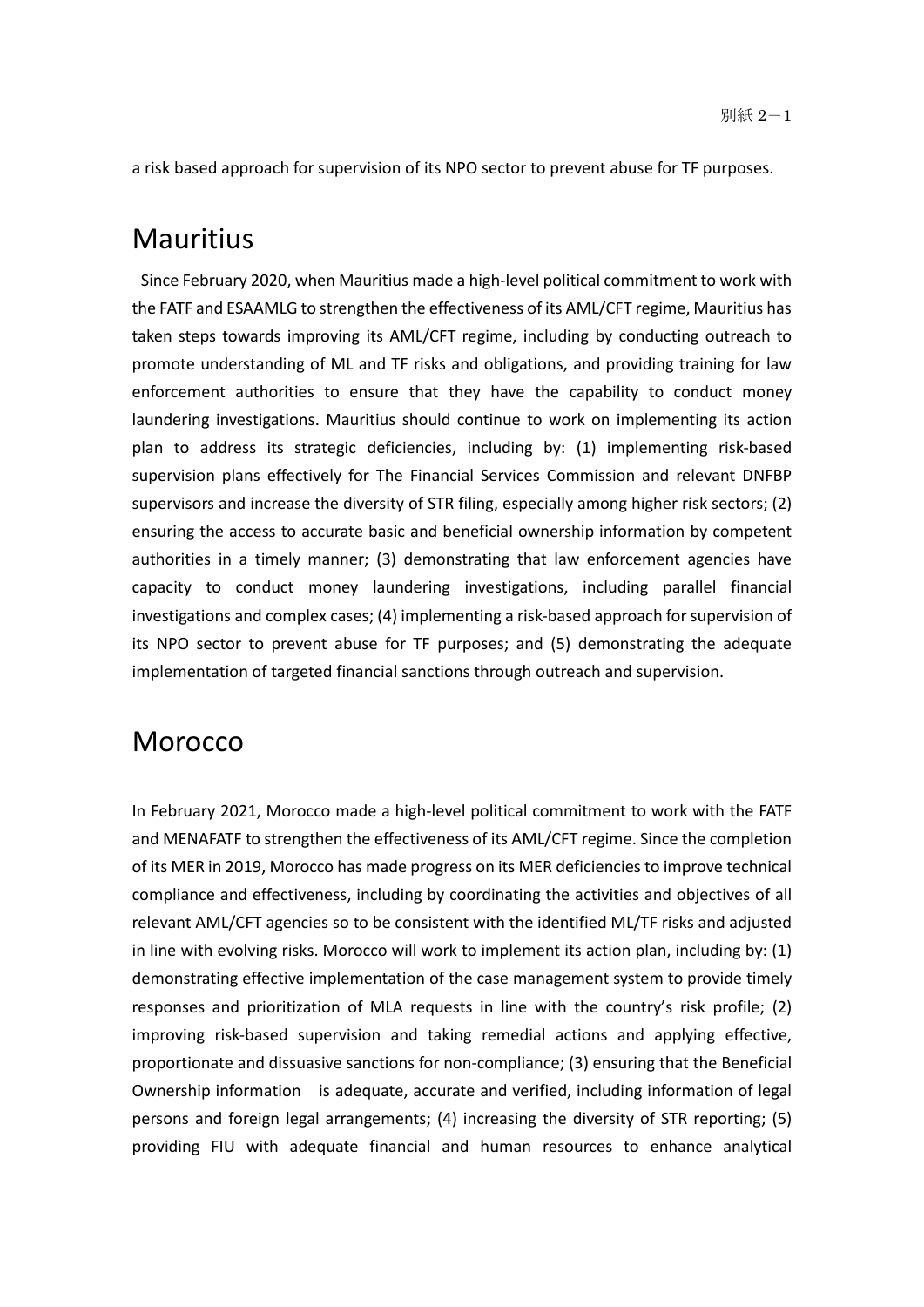a risk based approach for supervision of its NPO sector to prevent abuse for TF purposes.

## Mauritius

Since February 2020, when Mauritius made a high-level political commitment to work with the FATF and ESAAMLG to strengthen the effectiveness of its AML/CFT regime, Mauritius has taken steps towards improving its AML/CFT regime, including by conducting outreach to promote understanding of ML and TF risks and obligations, and providing training for law enforcement authorities to ensure that they have the capability to conduct money laundering investigations. Mauritius should continue to work on implementing its action plan to address its strategic deficiencies, including by: (1) implementing risk-based supervision plans effectively for The Financial Services Commission and relevant DNFBP supervisors and increase the diversity of STR filing, especially among higher risk sectors; (2) ensuring the access to accurate basic and beneficial ownership information by competent authorities in a timely manner; (3) demonstrating that law enforcement agencies have capacity to conduct money laundering investigations, including parallel financial investigations and complex cases; (4) implementing a risk-based approach for supervision of its NPO sector to prevent abuse for TF purposes; and (5) demonstrating the adequate implementation of targeted financial sanctions through outreach and supervision.

## Morocco

In February 2021, Morocco made a high-level political commitment to work with the FATF and MENAFATF to strengthen the effectiveness of its AML/CFT regime. Since the completion of its MER in 2019, Morocco has made progress on its MER deficiencies to improve technical compliance and effectiveness, including by coordinating the activities and objectives of all relevant AML/CFT agencies so to be consistent with the identified ML/TF risks and adjusted in line with evolving risks. Morocco will work to implement its action plan, including by: (1) demonstrating effective implementation of the case management system to provide timely responses and prioritization of MLA requests in line with the country's risk profile; (2) improving risk-based supervision and taking remedial actions and applying effective, proportionate and dissuasive sanctions for non-compliance; (3) ensuring that the Beneficial Ownership information is adequate, accurate and verified, including information of legal persons and foreign legal arrangements; (4) increasing the diversity of STR reporting; (5) providing FIU with adequate financial and human resources to enhance analytical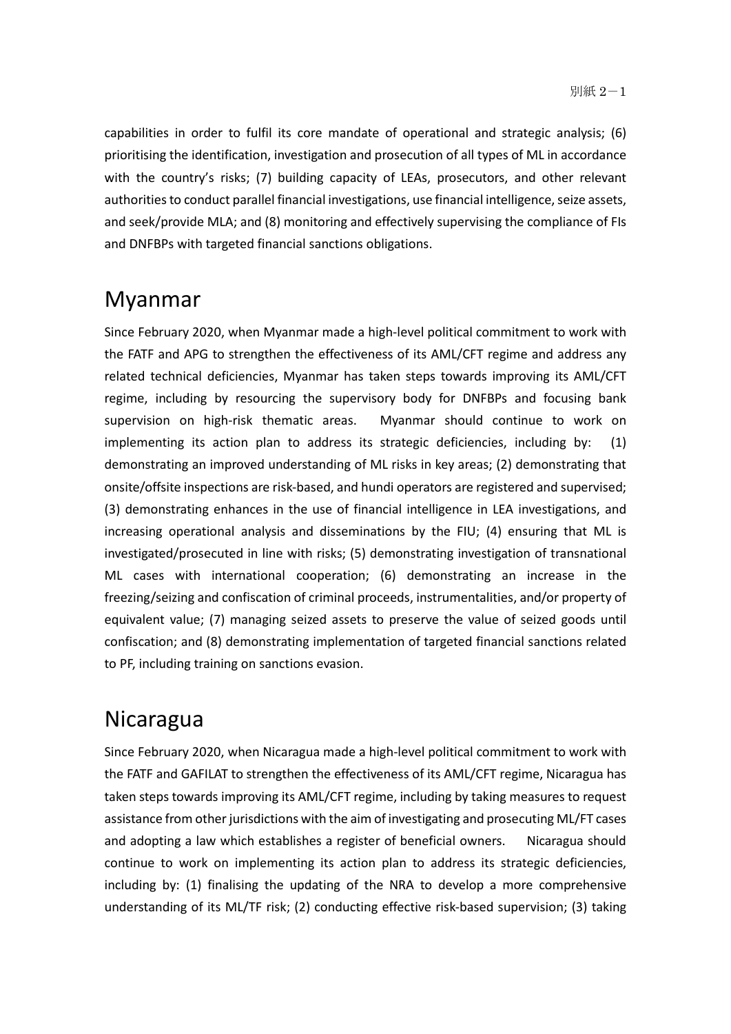capabilities in order to fulfil its core mandate of operational and strategic analysis; (6) prioritising the identification, investigation and prosecution of all types of ML in accordance with the country's risks; (7) building capacity of LEAs, prosecutors, and other relevant authorities to conduct parallel financial investigations, use financial intelligence, seize assets, and seek/provide MLA; and (8) monitoring and effectively supervising the compliance of FIs and DNFBPs with targeted financial sanctions obligations.

# Myanmar

Since February 2020, when Myanmar made a high-level political commitment to work with the FATF and APG to strengthen the effectiveness of its AML/CFT regime and address any related technical deficiencies, Myanmar has taken steps towards improving its AML/CFT regime, including by resourcing the supervisory body for DNFBPs and focusing bank supervision on high-risk thematic areas. Myanmar should continue to work on implementing its action plan to address its strategic deficiencies, including by: (1) demonstrating an improved understanding of ML risks in key areas; (2) demonstrating that onsite/offsite inspections are risk-based, and hundi operators are registered and supervised; (3) demonstrating enhances in the use of financial intelligence in LEA investigations, and increasing operational analysis and disseminations by the FIU; (4) ensuring that ML is investigated/prosecuted in line with risks; (5) demonstrating investigation of transnational ML cases with international cooperation; (6) demonstrating an increase in the freezing/seizing and confiscation of criminal proceeds, instrumentalities, and/or property of equivalent value; (7) managing seized assets to preserve the value of seized goods until confiscation; and (8) demonstrating implementation of targeted financial sanctions related to PF, including training on sanctions evasion.

# Nicaragua

Since February 2020, when Nicaragua made a high-level political commitment to work with the FATF and GAFILAT to strengthen the effectiveness of its AML/CFT regime, Nicaragua has taken steps towards improving its AML/CFT regime, including by taking measures to request assistance from other jurisdictions with the aim of investigating and prosecuting ML/FT cases and adopting a law which establishes a register of beneficial owners. Nicaragua should continue to work on implementing its action plan to address its strategic deficiencies, including by: (1) finalising the updating of the NRA to develop a more comprehensive understanding of its ML/TF risk; (2) conducting effective risk-based supervision; (3) taking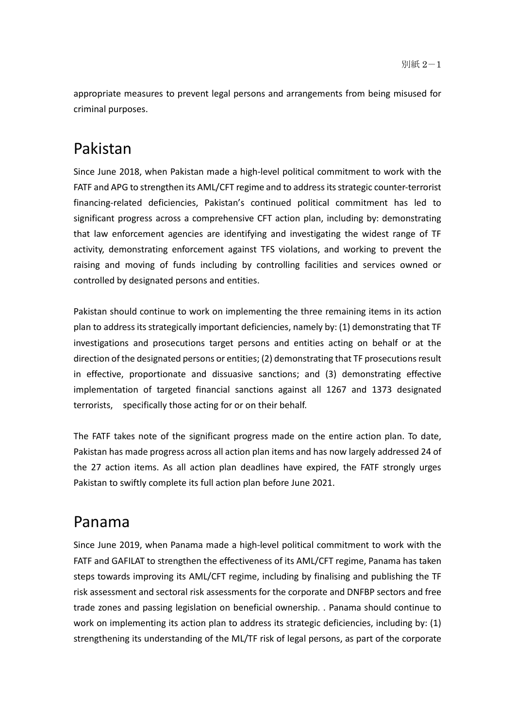appropriate measures to prevent legal persons and arrangements from being misused for criminal purposes.

## Pakistan

Since June 2018, when Pakistan made a high-level political commitment to work with the FATF and APG to strengthen its AML/CFT regime and to address its strategic counter-terrorist financing-related deficiencies, Pakistan's continued political commitment has led to significant progress across a comprehensive CFT action plan, including by: demonstrating that law enforcement agencies are identifying and investigating the widest range of TF activity, demonstrating enforcement against TFS violations, and working to prevent the raising and moving of funds including by controlling facilities and services owned or controlled by designated persons and entities.

Pakistan should continue to work on implementing the three remaining items in its action plan to address its strategically important deficiencies, namely by: (1) demonstrating that TF investigations and prosecutions target persons and entities acting on behalf or at the direction of the designated persons or entities; (2) demonstrating that TF prosecutions result in effective, proportionate and dissuasive sanctions; and (3) demonstrating effective implementation of targeted financial sanctions against all 1267 and 1373 designated terrorists, specifically those acting for or on their behalf.

The FATF takes note of the significant progress made on the entire action plan. To date, Pakistan has made progress across all action plan items and has now largely addressed 24 of the 27 action items. As all action plan deadlines have expired, the FATF strongly urges Pakistan to swiftly complete its full action plan before June 2021.

## Panama

Since June 2019, when Panama made a high-level political commitment to work with the FATF and GAFILAT to strengthen the effectiveness of its AML/CFT regime, Panama has taken steps towards improving its AML/CFT regime, including by finalising and publishing the TF risk assessment and sectoral risk assessments for the corporate and DNFBP sectors and free trade zones and passing legislation on beneficial ownership. . Panama should continue to work on implementing its action plan to address its strategic deficiencies, including by: (1) strengthening its understanding of the ML/TF risk of legal persons, as part of the corporate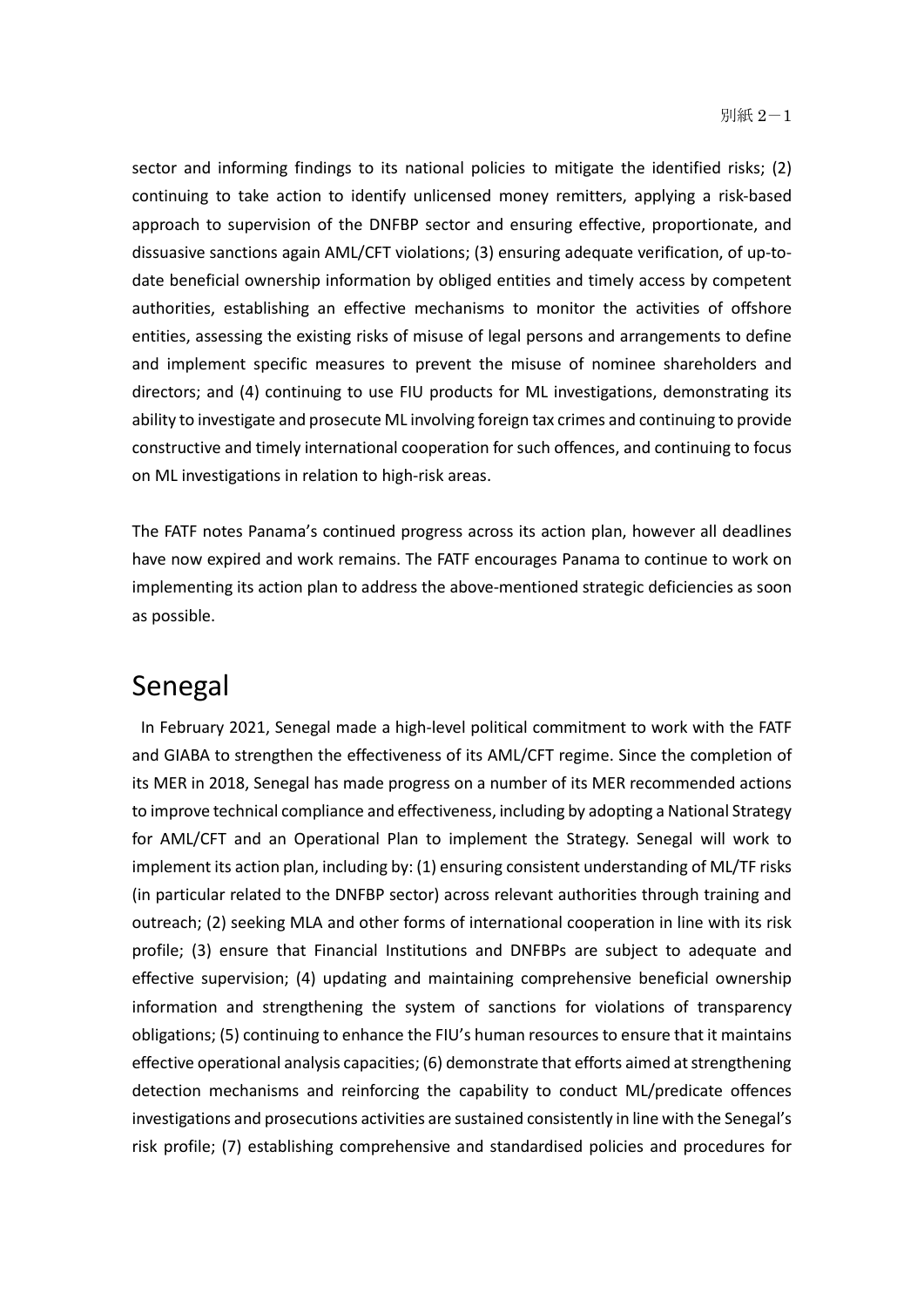sector and informing findings to its national policies to mitigate the identified risks; (2) continuing to take action to identify unlicensed money remitters, applying a risk-based approach to supervision of the DNFBP sector and ensuring effective, proportionate, and dissuasive sanctions again AML/CFT violations; (3) ensuring adequate verification, of up-to-date beneficial ownership information by obliged entities and timely access by competent authorities, establishing an effective mechanisms to monitor the activities of offshore entities, assessing the existing risks of misuse of legal persons and arrangements to define and implement specific measures to prevent the misuse of nominee shareholders and directors; and (4) continuing to use FIU products for ML investigations, demonstrating its ability to investigate and prosecute ML involving foreign tax crimes and continuing to provide constructive and timely international cooperation for such offences, and continuing to focus on ML investigations in relation to high-risk areas.

The FATF notes Panama's continued progress across its action plan, however all deadlines have now expired and work remains. The FATF encourages Panama to continue to work on implementing its action plan to address the above-mentioned strategic deficiencies as soon as possible.

## Senegal

In February 2021, Senegal made a high-level political commitment to work with the FATF and GIABA to strengthen the effectiveness of its AML/CFT regime. Since the completion of its MER in 2018, Senegal has made progress on a number of its MER recommended actions to improve technical compliance and effectiveness, including by adopting a National Strategy for AML/CFT and an Operational Plan to implement the Strategy. Senegal will work to implement its action plan, including by: (1) ensuring consistent understanding of ML/TF risks (in particular related to the DNFBP sector) across relevant authorities through training and outreach; (2) seeking MLA and other forms of international cooperation in line with its risk profile; (3) ensure that Financial Institutions and DNFBPs are subject to adequate and effective supervision; (4) updating and maintaining comprehensive beneficial ownership information and strengthening the system of sanctions for violations of transparency obligations; (5) continuing to enhance the FIU's human resources to ensure that it maintains effective operational analysis capacities; (6) demonstrate that efforts aimed at strengthening detection mechanisms and reinforcing the capability to conduct ML/predicate offences investigations and prosecutions activities are sustained consistently in line with the Senegal's risk profile; (7) establishing comprehensive and standardised policies and procedures for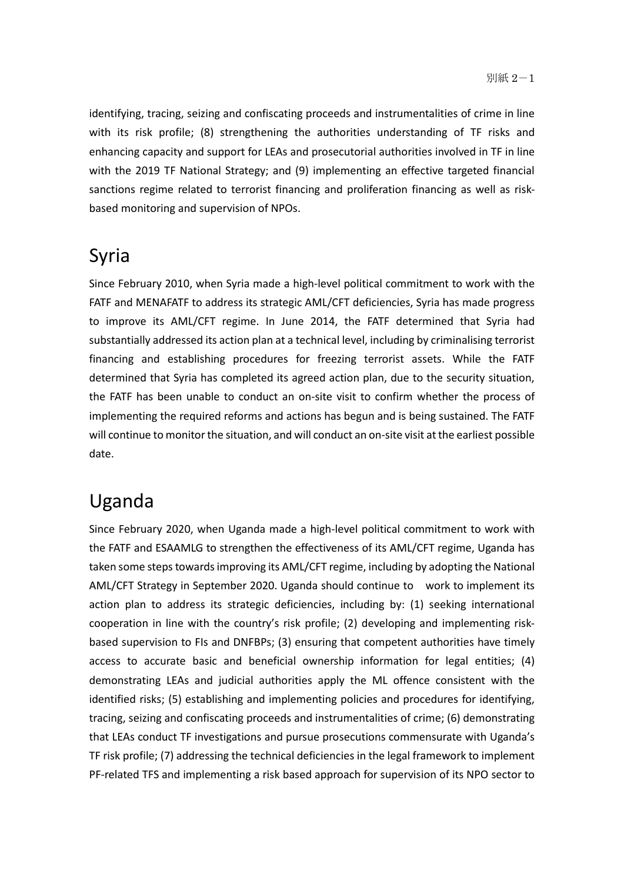identifying, tracing, seizing and confiscating proceeds and instrumentalities of crime in line with its risk profile; (8) strengthening the authorities understanding of TF risks and enhancing capacity and support for LEAs and prosecutorial authorities involved in TF in line with the 2019 TF National Strategy; and (9) implementing an effective targeted financial sanctions regime related to terrorist financing and proliferation financing as well as risk-based monitoring and supervision of NPOs.

# Syria

Since February 2010, when Syria made a high-level political commitment to work with the FATF and MENAFATF to address its strategic AML/CFT deficiencies, Syria has made progress to improve its AML/CFT regime. In June 2014, the FATF determined that Syria had substantially addressed its action plan at a technical level, including by criminalising terrorist financing and establishing procedures for freezing terrorist assets. While the FATF determined that Syria has completed its agreed action plan, due to the security situation, the FATF has been unable to conduct an on-site visit to confirm whether the process of implementing the required reforms and actions has begun and is being sustained. The FATF will continue to monitor the situation, and will conduct an on-site visit at the earliest possible date.

# Uganda

Since February 2020, when Uganda made a high-level political commitment to work with the FATF and ESAAMLG to strengthen the effectiveness of its AML/CFT regime, Uganda has taken some steps towards improving its AML/CFT regime, including by adopting the National AML/CFT Strategy in September 2020. Uganda should continue to work to implement its action plan to address its strategic deficiencies, including by: (1) seeking international cooperation in line with the country's risk profile; (2) developing and implementing risk-based supervision to FIs and DNFBPs; (3) ensuring that competent authorities have timely access to accurate basic and beneficial ownership information for legal entities; (4) demonstrating LEAs and judicial authorities apply the ML offence consistent with the identified risks; (5) establishing and implementing policies and procedures for identifying, tracing, seizing and confiscating proceeds and instrumentalities of crime; (6) demonstrating that LEAs conduct TF investigations and pursue prosecutions commensurate with Uganda's TF risk profile; (7) addressing the technical deficiencies in the legal framework to implement PF-related TFS and implementing a risk based approach for supervision of its NPO sector to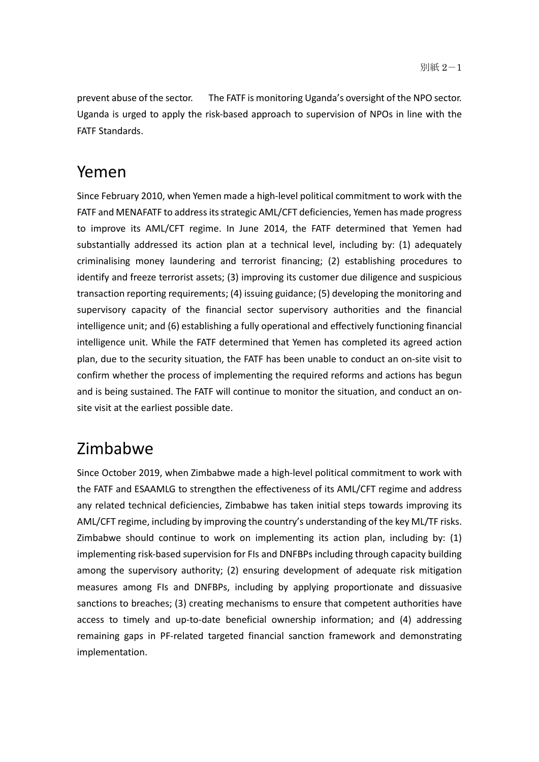prevent abuse of the sector. The FATF is monitoring Uganda's oversight of the NPO sector. Uganda is urged to apply the risk-based approach to supervision of NPOs in line with the FATF Standards.

# Yemen

Since February 2010, when Yemen made a high-level political commitment to work with the FATF and MENAFATF to address its strategic AML/CFT deficiencies, Yemen has made progress to improve its AML/CFT regime. In June 2014, the FATF determined that Yemen had substantially addressed its action plan at a technical level, including by: (1) adequately criminalising money laundering and terrorist financing; (2) establishing procedures to identify and freeze terrorist assets; (3) improving its customer due diligence and suspicious transaction reporting requirements; (4) issuing guidance; (5) developing the monitoring and supervisory capacity of the financial sector supervisory authorities and the financial intelligence unit; and (6) establishing a fully operational and effectively functioning financial intelligence unit. While the FATF determined that Yemen has completed its agreed action plan, due to the security situation, the FATF has been unable to conduct an on-site visit to confirm whether the process of implementing the required reforms and actions has begun and is being sustained. The FATF will continue to monitor the situation, and conduct an on-site visit at the earliest possible date.

# Zimbabwe

Since October 2019, when Zimbabwe made a high-level political commitment to work with the FATF and ESAAMLG to strengthen the effectiveness of its AML/CFT regime and address any related technical deficiencies, Zimbabwe has taken initial steps towards improving its AML/CFT regime, including by improving the country's understanding of the key ML/TF risks. Zimbabwe should continue to work on implementing its action plan, including by: (1) implementing risk-based supervision for FIs and DNFBPs including through capacity building among the supervisory authority; (2) ensuring development of adequate risk mitigation measures among FIs and DNFBPs, including by applying proportionate and dissuasive sanctions to breaches; (3) creating mechanisms to ensure that competent authorities have access to timely and up-to-date beneficial ownership information; and (4) addressing remaining gaps in PF-related targeted financial sanction framework and demonstrating implementation.